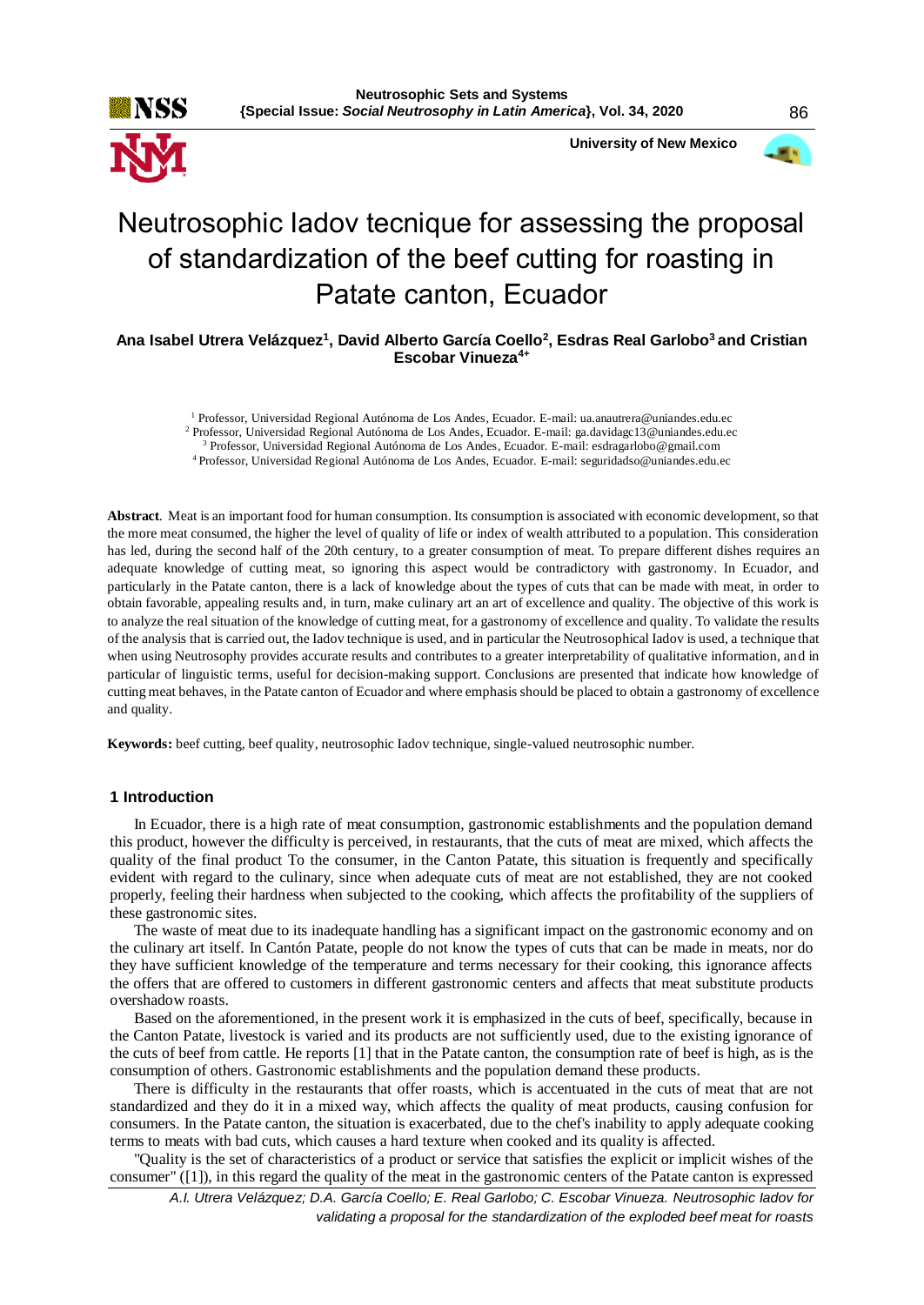# Neutrosophic Iadov tecnique for assessing the proposal of standardization of the beef cutting for roasting in Patate canton, Ecuador

**Ana Isabel Utrera Velázquez[1], David Alberto García Coello[2], Esdras Real Garlobo[3] and Cristian Escobar Vinueza[4+]**

[1] Professor, Universidad Regional Autónoma de Los Andes, Ecuador. E-mail: ua.anautrera@uniandes.edu.ec
[2] Professor, Universidad Regional Autónoma de Los Andes, Ecuador. E-mail: ga.davidagc13@uniandes.edu.ec
[3] Professor, Universidad Regional Autónoma de Los Andes, Ecuador. E-mail: esdragarlobo@gmail.com
[4] Professor, Universidad Regional Autónoma de Los Andes, Ecuador. E-mail: seguridadso@uniandes.edu.ec

**Abstract**. Meat is an important food for human consumption. Its consumption is associated with economic development, so that the more meat consumed, the higher the level of quality of life or index of wealth attributed to a population. This consideration has led, during the second half of the 20th century, to a greater consumption of meat. To prepare different dishes requires an adequate knowledge of cutting meat, so ignoring this aspect would be contradictory with gastronomy. In Ecuador, and particularly in the Patate canton, there is a lack of knowledge about the types of cuts that can be made with meat, in order to obtain favorable, appealing results and, in turn, make culinary art an art of excellence and quality. The objective of this work is to analyze the real situation of the knowledge of cutting meat, for a gastronomy of excellence and quality. To validate the results of the analysis that is carried out, the Iadov technique is used, and in particular the Neutrosophical Iadov is used, a technique that when using Neutrosophy provides accurate results and contributes to a greater interpretability of qualitative information, and in particular of linguistic terms, useful for decision-making support. Conclusions are presented that indicate how knowledge of cutting meat behaves, in the Patate canton of Ecuador and where emphasis should be placed to obtain a gastronomy of excellence and quality.

**Keywords:** beef cutting, beef quality, neutrosophic Iadov technique, single-valued neutrosophic number.

## 1 Introduction

In Ecuador, there is a high rate of meat consumption, gastronomic establishments and the population demand this product, however the difficulty is perceived, in restaurants, that the cuts of meat are mixed, which affects the quality of the final product To the consumer, in the Canton Patate, this situation is frequently and specifically evident with regard to the culinary, since when adequate cuts of meat are not established, they are not cooked properly, feeling their hardness when subjected to the cooking, which affects the profitability of the suppliers of these gastronomic sites.

The waste of meat due to its inadequate handling has a significant impact on the gastronomic economy and on the culinary art itself. In Cantón Patate, people do not know the types of cuts that can be made in meats, nor do they have sufficient knowledge of the temperature and terms necessary for their cooking, this ignorance affects the offers that are offered to customers in different gastronomic centers and affects that meat substitute products overshadow roasts.

Based on the aforementioned, in the present work it is emphasized in the cuts of beef, specifically, because in the Canton Patate, livestock is varied and its products are not sufficiently used, due to the existing ignorance of the cuts of beef from cattle. He reports [1] that in the Patate canton, the consumption rate of beef is high, as is the consumption of others. Gastronomic establishments and the population demand these products.

There is difficulty in the restaurants that offer roasts, which is accentuated in the cuts of meat that are not standardized and they do it in a mixed way, which affects the quality of meat products, causing confusion for consumers. In the Patate canton, the situation is exacerbated, due to the chef's inability to apply adequate cooking terms to meats with bad cuts, which causes a hard texture when cooked and its quality is affected.

"Quality is the set of characteristics of a product or service that satisfies the explicit or implicit wishes of the consumer" ([1]), in this regard the quality of the meat in the gastronomic centers of the Patate canton is expressed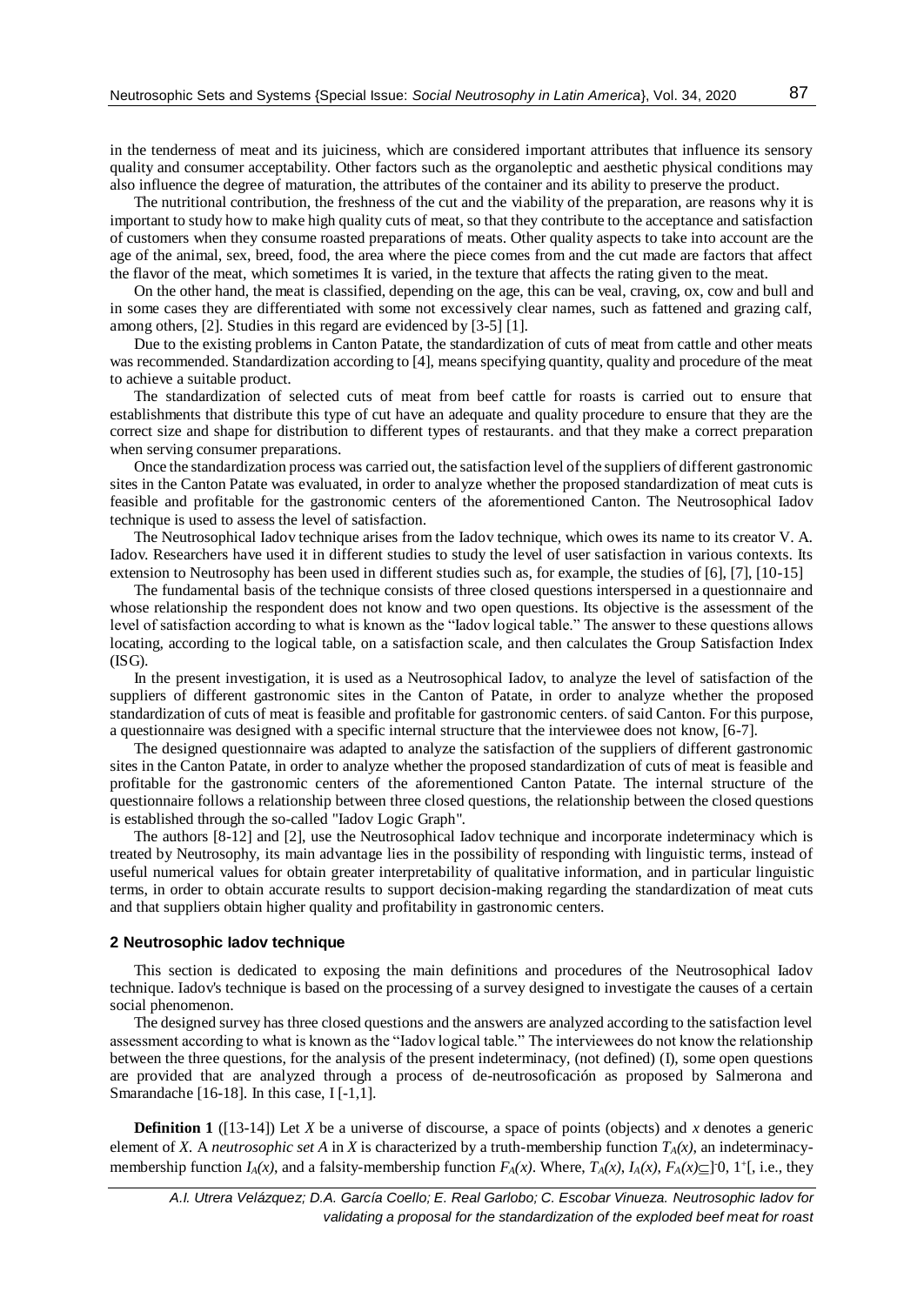in the tenderness of meat and its juiciness, which are considered important attributes that influence its sensory quality and consumer acceptability. Other factors such as the organoleptic and aesthetic physical conditions may also influence the degree of maturation, the attributes of the container and its ability to preserve the product.

The nutritional contribution, the freshness of the cut and the viability of the preparation, are reasons why it is important to study how to make high quality cuts of meat, so that they contribute to the acceptance and satisfaction of customers when they consume roasted preparations of meats. Other quality aspects to take into account are the age of the animal, sex, breed, food, the area where the piece comes from and the cut made are factors that affect the flavor of the meat, which sometimes It is varied, in the texture that affects the rating given to the meat.

On the other hand, the meat is classified, depending on the age, this can be veal, craving, ox, cow and bull and in some cases they are differentiated with some not excessively clear names, such as fattened and grazing calf, among others, [2]. Studies in this regard are evidenced by [3-5] [1].

Due to the existing problems in Canton Patate, the standardization of cuts of meat from cattle and other meats was recommended. Standardization according to [4], means specifying quantity, quality and procedure of the meat to achieve a suitable product.

The standardization of selected cuts of meat from beef cattle for roasts is carried out to ensure that establishments that distribute this type of cut have an adequate and quality procedure to ensure that they are the correct size and shape for distribution to different types of restaurants. and that they make a correct preparation when serving consumer preparations.

Once the standardization process was carried out, the satisfaction level of the suppliers of different gastronomic sites in the Canton Patate was evaluated, in order to analyze whether the proposed standardization of meat cuts is feasible and profitable for the gastronomic centers of the aforementioned Canton. The Neutrosophical Iadov technique is used to assess the level of satisfaction.

The Neutrosophical Iadov technique arises from the Iadov technique, which owes its name to its creator V. A. Iadov. Researchers have used it in different studies to study the level of user satisfaction in various contexts. Its extension to Neutrosophy has been used in different studies such as, for example, the studies of [6], [7], [10-15]

The fundamental basis of the technique consists of three closed questions interspersed in a questionnaire and whose relationship the respondent does not know and two open questions. Its objective is the assessment of the level of satisfaction according to what is known as the "Iadov logical table." The answer to these questions allows locating, according to the logical table, on a satisfaction scale, and then calculates the Group Satisfaction Index (ISG).

In the present investigation, it is used as a Neutrosophical Iadov, to analyze the level of satisfaction of the suppliers of different gastronomic sites in the Canton of Patate, in order to analyze whether the proposed standardization of cuts of meat is feasible and profitable for gastronomic centers. of said Canton. For this purpose, a questionnaire was designed with a specific internal structure that the interviewee does not know, [6-7].

The designed questionnaire was adapted to analyze the satisfaction of the suppliers of different gastronomic sites in the Canton Patate, in order to analyze whether the proposed standardization of cuts of meat is feasible and profitable for the gastronomic centers of the aforementioned Canton Patate. The internal structure of the questionnaire follows a relationship between three closed questions, the relationship between the closed questions is established through the so-called "Iadov Logic Graph".

The authors [8-12] and [2], use the Neutrosophical Iadov technique and incorporate indeterminacy which is treated by Neutrosophy, its main advantage lies in the possibility of responding with linguistic terms, instead of useful numerical values for obtain greater interpretability of qualitative information, and in particular linguistic terms, in order to obtain accurate results to support decision-making regarding the standardization of meat cuts and that suppliers obtain higher quality and profitability in gastronomic centers.

## 2 Neutrosophic Iadov technique

This section is dedicated to exposing the main definitions and procedures of the Neutrosophical Iadov technique. Iadov's technique is based on the processing of a survey designed to investigate the causes of a certain social phenomenon.

The designed survey has three closed questions and the answers are analyzed according to the satisfaction level assessment according to what is known as the "Iadov logical table." The interviewees do not know the relationship between the three questions, for the analysis of the present indeterminacy, (not defined) (I), some open questions are provided that are analyzed through a process of de-neutrosoficación as proposed by Salmerona and Smarandache [16-18]. In this case, I [-1,1].

**Definition 1** ([13-14]) Let $X$ be a universe of discourse, a space of points (objects) and $x$ denotes a generic element of $X$. A *neutrosophic set A* in $X$ is characterized by a truth-membership function $T_A(x)$, an indeterminacy-membership function $I_A(x)$, and a falsity-membership function $F_A(x)$. Where, $T_A(x), I_A(x), F_A(x) \subseteq ]^-0, 1^+[$, i.e., they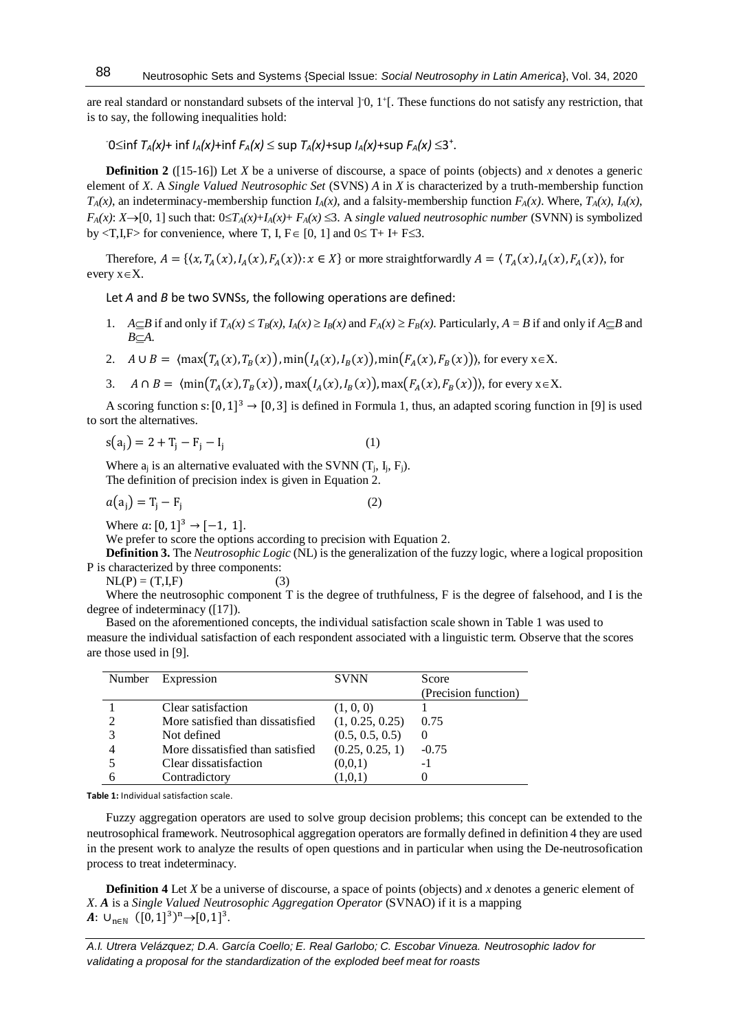are real standard or nonstandard subsets of the interval $]^-0, 1^+[$. These functions do not satisfy any restriction, that is to say, the following inequalities hold:

$^-0 \leq \inf T_A(x) + \inf I_A(x) + \inf F_A(x) \leq \sup T_A(x) + \sup I_A(x) + \sup F_A(x) \leq 3^+$.

**Definition 2** ([15-16]) Let $X$ be a universe of discourse, a space of points (objects) and $x$ denotes a generic element of $X$. A *Single Valued Neutrosophic Set* (SVNS) $A$ in $X$ is characterized by a truth-membership function $T_A(x)$, an indeterminacy-membership function $I_A(x)$, and a falsity-membership function $F_A(x)$. Where, $T_A(x)$, $I_A(x)$, $F_A(x)$: $X \rightarrow [0, 1]$ such that: $0 \leq T_A(x) + I_A(x) + F_A(x) \leq 3$. A *single valued neutrosophic number* (SVNN) is symbolized by $<T,I,F>$ for convenience, where T, I, F $\in$ [0, 1] and $0 \leq T + I + F \leq 3$.

Therefore, $A = \{\langle x, T_A(x), I_A(x), F_A(x)\rangle : x \in X\}$ or more straightforwardly $A = \langle T_A(x), I_A(x), F_A(x)\rangle$, for every $x \in X$.

Let *A* and *B* be two SVNSs, the following operations are defined:

1. $A \subseteq B$ if and only if $T_A(x) \leq T_B(x)$, $I_A(x) \geq I_B(x)$ and $F_A(x) \geq F_B(x)$. Particularly, $A = B$ if and only if $A \subseteq B$ and $B \subseteq A$.
2. $A \cup B = \langle \max(T_A(x), T_B(x)), \min(I_A(x), I_B(x)), \min(F_A(x), F_B(x))\rangle$, for every $x \in X$.
3. $A \cap B = \langle \min(T_A(x), T_B(x)), \max(I_A(x), I_B(x)), \max(F_A(x), F_B(x))\rangle$, for every $x \in X$.

A scoring function $s: [0,1]^3 \rightarrow [0,3]$ is defined in Formula 1, thus, an adapted scoring function in [9] is used to sort the alternatives.

$$s(a_j) = 2 + T_j - F_j - I_j \tag{1}$$

Where $a_j$ is an alternative evaluated with the SVNN ($T_j$, $I_j$, $F_j$).

The definition of precision index is given in Equation 2.

$$a(a_j) = T_j - F_j \tag{2}$$

Where $a: [0,1]^3 \rightarrow [-1, 1]$.

We prefer to score the options according to precision with Equation 2.

**Definition 3.** The *Neutrosophic Logic* (NL) is the generalization of the fuzzy logic, where a logical proposition P is characterized by three components:

$$NL(P) = (T,I,F) \tag{3}$$

Where the neutrosophic component T is the degree of truthfulness, F is the degree of falsehood, and I is the degree of indeterminacy ([17]).

Based on the aforementioned concepts, the individual satisfaction scale shown in Table 1 was used to measure the individual satisfaction of each respondent associated with a linguistic term. Observe that the scores are those used in [9].

| Number | Expression | SVNN | Score (Precision function) |
|---|---|---|---|
| 1 | Clear satisfaction | (1, 0, 0) | 1 |
| 2 | More satisfied than dissatisfied | (1, 0.25, 0.25) | 0.75 |
| 3 | Not defined | (0.5, 0.5, 0.5) | 0 |
| 4 | More dissatisfied than satisfied | (0.25, 0.25, 1) | -0.75 |
| 5 | Clear dissatisfaction | (0,0,1) | -1 |
| 6 | Contradictory | (1,0,1) | 0 |

**Table 1:** Individual satisfaction scale.

Fuzzy aggregation operators are used to solve group decision problems; this concept can be extended to the neutrosophical framework. Neutrosophical aggregation operators are formally defined in definition 4 they are used in the present work to analyze the results of open questions and in particular when using the De-neutrosofication process to treat indeterminacy.

**Definition 4** Let $X$ be a universe of discourse, a space of points (objects) and $x$ denotes a generic element of $X$. ***A*** is a *Single Valued Neutrosophic Aggregation Operator* (SVNAO) if it is a mapping $\boldsymbol{A}$: $\cup_{n \in \mathbb{N}} ([0,1]^3)^n \rightarrow [0,1]^3$.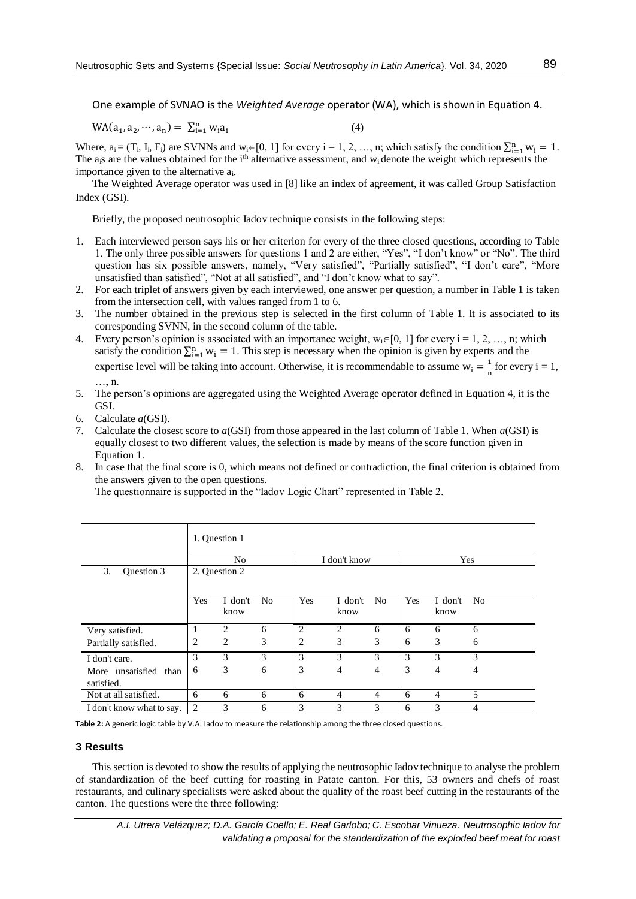One example of SVNAO is the *Weighted Average* operator (WA), which is shown in Equation 4.

$$WA(a_1, a_2, \cdots, a_n) = \sum_{i=1}^{n} w_i a_i \quad (4)$$

Where, $a_i = (T_i, I_i, F_i)$ are SVNNs and $w_i \in [0, 1]$ for every i = 1, 2, …, n; which satisfy the condition $\sum_{i=1}^{n} w_i = 1$. The $a_i$s are the values obtained for the $i^{th}$ alternative assessment, and $w_i$ denote the weight which represents the importance given to the alternative $a_i$.

The Weighted Average operator was used in [8] like an index of agreement, it was called Group Satisfaction Index (GSI).

Briefly, the proposed neutrosophic Iadov technique consists in the following steps:

1. Each interviewed person says his or her criterion for every of the three closed questions, according to Table 1. The only three possible answers for questions 1 and 2 are either, "Yes", "I don't know" or "No". The third question has six possible answers, namely, "Very satisfied", "Partially satisfied", "I don't care", "More unsatisfied than satisfied", "Not at all satisfied", and "I don't know what to say".
2. For each triplet of answers given by each interviewed, one answer per question, a number in Table 1 is taken from the intersection cell, with values ranged from 1 to 6.
3. The number obtained in the previous step is selected in the first column of Table 1. It is associated to its corresponding SVNN, in the second column of the table.
4. Every person's opinion is associated with an importance weight, $w_i \in [0, 1]$ for every i = 1, 2, …, n; which satisfy the condition $\sum_{i=1}^{n} w_i = 1$. This step is necessary when the opinion is given by experts and the expertise level will be taking into account. Otherwise, it is recommendable to assume $w_i = \frac{1}{n}$ for every i = 1, …, n.
5. The person's opinions are aggregated using the Weighted Average operator defined in Equation 4, it is the GSI.
6. Calculate *a*(GSI).
7. Calculate the closest score to *a*(GSI) from those appeared in the last column of Table 1. When *a*(GSI) is equally closest to two different values, the selection is made by means of the score function given in Equation 1.
8. In case that the final score is 0, which means not defined or contradiction, the final criterion is obtained from the answers given to the open questions.

The questionnaire is supported in the "Iadov Logic Chart" represented in Table 2.

| | 1. Question 1 | | | | | | | | |
|---|---|---|---|---|---|---|---|---|---|
| | No | | | I don't know | | | Yes | | |
| 3. Question 3 | 2. Question 2 | | | | | | | | |
| | Yes | I don't know | No | Yes | I don't know | No | Yes | I don't know | No |
| Very satisfied. | 1 | 2 | 6 | 2 | 2 | 6 | 6 | 6 | 6 |
| Partially satisfied. | 2 | 2 | 3 | 2 | 3 | 3 | 6 | 3 | 6 |
| I don't care. | 3 | 3 | 3 | 3 | 3 | 3 | 3 | 3 | 3 |
| More unsatisfied than satisfied. | 6 | 3 | 6 | 3 | 4 | 4 | 3 | 4 | 4 |
| Not at all satisfied. | 6 | 6 | 6 | 6 | 4 | 4 | 6 | 4 | 5 |
| I don't know what to say. | 2 | 3 | 6 | 3 | 3 | 3 | 6 | 3 | 4 |

**Table 2:** A generic logic table by V.A. Iadov to measure the relationship among the three closed questions.

## 3 Results

This section is devoted to show the results of applying the neutrosophic Iadov technique to analyse the problem of standardization of the beef cutting for roasting in Patate canton. For this, 53 owners and chefs of roast restaurants, and culinary specialists were asked about the quality of the roast beef cutting in the restaurants of the canton. The questions were the three following: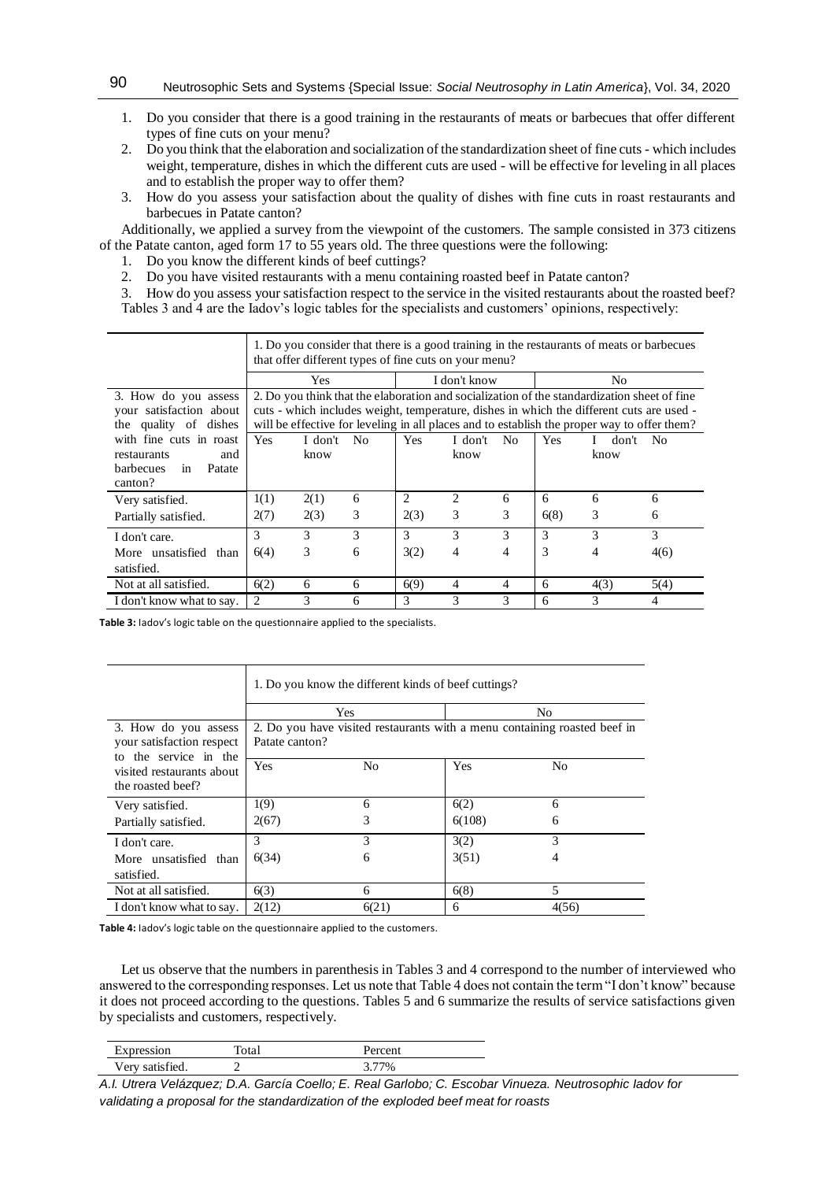1. Do you consider that there is a good training in the restaurants of meats or barbecues that offer different types of fine cuts on your menu?
2. Do you think that the elaboration and socialization of the standardization sheet of fine cuts - which includes weight, temperature, dishes in which the different cuts are used - will be effective for leveling in all places and to establish the proper way to offer them?
3. How do you assess your satisfaction about the quality of dishes with fine cuts in roast restaurants and barbecues in Patate canton?

Additionally, we applied a survey from the viewpoint of the customers. The sample consisted in 373 citizens of the Patate canton, aged form 17 to 55 years old. The three questions were the following:

1. Do you know the different kinds of beef cuttings?
2. Do you have visited restaurants with a menu containing roasted beef in Patate canton?
3. How do you assess your satisfaction respect to the service in the visited restaurants about the roasted beef?

Tables 3 and 4 are the Iadov's logic tables for the specialists and customers' opinions, respectively:

| | 1. Do you consider that there is a good training in the restaurants of meats or barbecues that offer different types of fine cuts on your menu? | | | | | | | | |
|---|---|---|---|---|---|---|---|---|---|
| | Yes | | | I don't know | | | No | | |
| 3. How do you assess your satisfaction about the quality of dishes with fine cuts in roast restaurants and barbecues in Patate canton? | 2. Do you think that the elaboration and socialization of the standardization sheet of fine cuts - which includes weight, temperature, dishes in which the different cuts are used - will be effective for leveling in all places and to establish the proper way to offer them? | | | | | | | | |
| | Yes | I don't know | No | Yes | I don't know | No | Yes | I don't know | No |
| Very satisfied. | 1(1) | 2(1) | 6 | 2 | 2 | 6 | 6 | 6 | 6 |
| Partially satisfied. | 2(7) | 2(3) | 3 | 2(3) | 3 | 3 | 6(8) | 3 | 6 |
| I don't care. | 3 | 3 | 3 | 3 | 3 | 3 | 3 | 3 | 3 |
| More unsatisfied than satisfied. | 6(4) | 3 | 6 | 3(2) | 4 | 4 | 3 | 4 | 4(6) |
| Not at all satisfied. | 6(2) | 6 | 6 | 6(9) | 4 | 4 | 6 | 4(3) | 5(4) |
| I don't know what to say. | 2 | 3 | 6 | 3 | 3 | 3 | 6 | 3 | 4 |

**Table 3:** Iadov's logic table on the questionnaire applied to the specialists.

| | 1. Do you know the different kinds of beef cuttings? | | | |
|---|---|---|---|---|
| | Yes | | No | |
| 3. How do you assess your satisfaction respect to the service in the visited restaurants about the roasted beef? | 2. Do you have visited restaurants with a menu containing roasted beef in Patate canton? | | | |
| | Yes | No | Yes | No |
| Very satisfied. | 1(9) | 6 | 6(2) | 6 |
| Partially satisfied. | 2(67) | 3 | 6(108) | 6 |
| I don't care. | 3 | 3 | 3(2) | 3 |
| More unsatisfied than satisfied. | 6(34) | 6 | 3(51) | 4 |
| Not at all satisfied. | 6(3) | 6 | 6(8) | 5 |
| I don't know what to say. | 2(12) | 6(21) | 6 | 4(56) |

**Table 4:** Iadov's logic table on the questionnaire applied to the customers.

Let us observe that the numbers in parenthesis in Tables 3 and 4 correspond to the number of interviewed who answered to the corresponding responses. Let us note that Table 4 does not contain the term "I don't know" because it does not proceed according to the questions. Tables 5 and 6 summarize the results of service satisfactions given by specialists and customers, respectively.

| Expression | Total | Percent |
|---|---|---|
| Very satisfied. | 2 | 3.77% |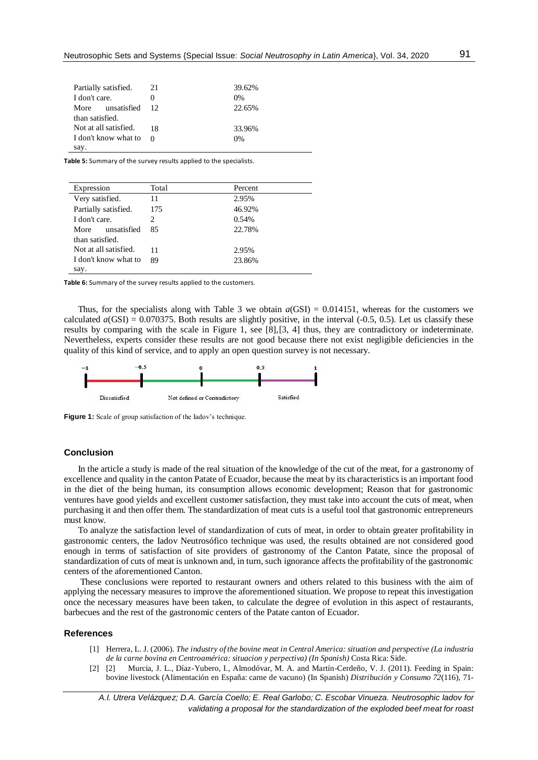| | | |
|---|---|---|
| Partially satisfied. | 21 | 39.62% |
| I don't care. | 0 | 0% |
| More unsatisfied than satisfied. | 12 | 22.65% |
| Not at all satisfied. | 18 | 33.96% |
| I don't know what to say. | 0 | 0% |

**Table 5:** Summary of the survey results applied to the specialists.

| Expression | Total | Percent |
|---|---|---|
| Very satisfied. | 11 | 2.95% |
| Partially satisfied. | 175 | 46.92% |
| I don't care. | 2 | 0.54% |
| More unsatisfied than satisfied. | 85 | 22.78% |
| Not at all satisfied. | 11 | 2.95% |
| I don't know what to say. | 89 | 23.86% |

**Table 6:** Summary of the survey results applied to the customers.

Thus, for the specialists along with Table 3 we obtain $a(\mathrm{GSI}) = 0.014151$, whereas for the customers we calculated $a(\mathrm{GSI}) = 0.070375$. Both results are slightly positive, in the interval (-0.5, 0.5). Let us classify these results by comparing with the scale in Figure 1, see [8],[3, 4] thus, they are contradictory or indeterminate. Nevertheless, experts consider these results are not good because there not exist negligible deficiencies in the quality of this kind of service, and to apply an open question survey is not necessary.

−1 −0.5 0 0.5 1

Dissatisfied | Not defined or Contradictory | Satisfied

**Figure 1:** Scale of group satisfaction of the Iadov's technique.

## Conclusion

In the article a study is made of the real situation of the knowledge of the cut of the meat, for a gastronomy of excellence and quality in the canton Patate of Ecuador, because the meat by its characteristics is an important food in the diet of the being human, its consumption allows economic development; Reason that for gastronomic ventures have good yields and excellent customer satisfaction, they must take into account the cuts of meat, when purchasing it and then offer them. The standardization of meat cuts is a useful tool that gastronomic entrepreneurs must know.

To analyze the satisfaction level of standardization of cuts of meat, in order to obtain greater profitability in gastronomic centers, the Iadov Neutrosófico technique was used, the results obtained are not considered good enough in terms of satisfaction of site providers of gastronomy of the Canton Patate, since the proposal of standardization of cuts of meat is unknown and, in turn, such ignorance affects the profitability of the gastronomic centers of the aforementioned Canton.

These conclusions were reported to restaurant owners and others related to this business with the aim of applying the necessary measures to improve the aforementioned situation. We propose to repeat this investigation once the necessary measures have been taken, to calculate the degree of evolution in this aspect of restaurants, barbecues and the rest of the gastronomic centers of the Patate canton of Ecuador.

## References

[1] Herrera, L. J. (2006). *The industry of the bovine meat in Central America: situation and perspective (La industria de la carne bovina en Centroamérica: situacion y perpectiva) (In Spanish)* Costa Rica: Side.

[2] [2] Murcia, J. L., Díaz-Yubero, I., Almodóvar, M. A. and Martín-Cerdeño, V. J. (2011). Feeding in Spain: bovine livestock (Alimentación en España: carne de vacuno) (In Spanish) *Distribución y Consumo 72*(116), 71-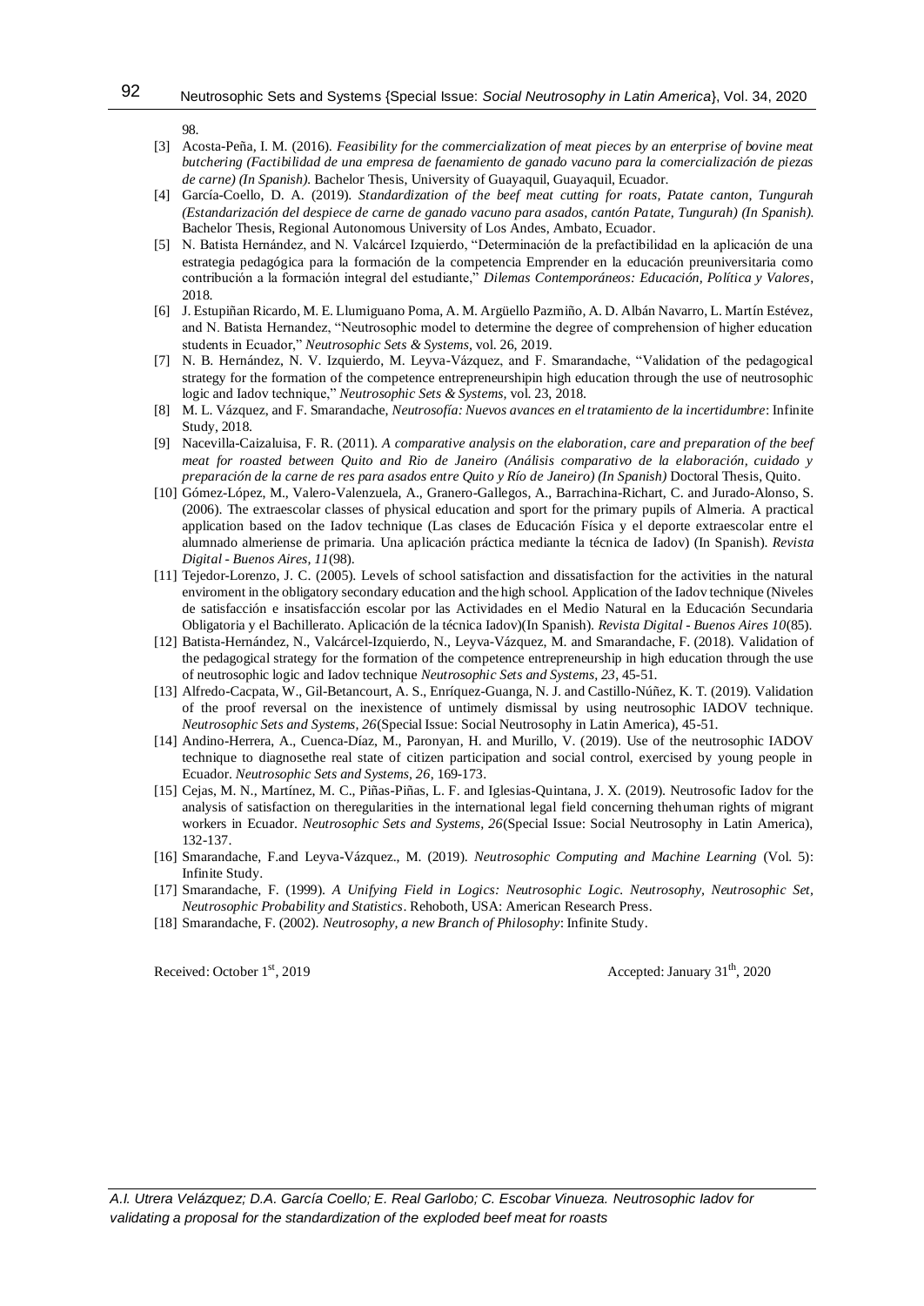98.

[3] Acosta-Peña, I. M. (2016). *Feasibility for the commercialization of meat pieces by an enterprise of bovine meat butchering (Factibilidad de una empresa de faenamiento de ganado vacuno para la comercialización de piezas de carne) (In Spanish).* Bachelor Thesis, University of Guayaquil, Guayaquil, Ecuador.

[4] García-Coello, D. A. (2019). *Standardization of the beef meat cutting for roats, Patate canton, Tungurah (Estandarización del despiece de carne de ganado vacuno para asados, cantón Patate, Tungurah) (In Spanish).* Bachelor Thesis, Regional Autonomous University of Los Andes, Ambato, Ecuador.

[5] N. Batista Hernández, and N. Valcárcel Izquierdo, "Determinación de la prefactibilidad en la aplicación de una estrategia pedagógica para la formación de la competencia Emprender en la educación preuniversitaria como contribución a la formación integral del estudiante," *Dilemas Contemporáneos: Educación, Política y Valores*, 2018.

[6] J. Estupiñan Ricardo, M. E. Llumiguano Poma, A. M. Argüello Pazmiño, A. D. Albán Navarro, L. Martín Estévez, and N. Batista Hernandez, "Neutrosophic model to determine the degree of comprehension of higher education students in Ecuador," *Neutrosophic Sets & Systems*, vol. 26, 2019.

[7] N. B. Hernández, N. V. Izquierdo, M. Leyva-Vázquez, and F. Smarandache, "Validation of the pedagogical strategy for the formation of the competence entrepreneurshipin high education through the use of neutrosophic logic and Iadov technique," *Neutrosophic Sets & Systems*, vol. 23, 2018.

[8] M. L. Vázquez, and F. Smarandache, *Neutrosofía: Nuevos avances en el tratamiento de la incertidumbre*: Infinite Study, 2018.

[9] Nacevilla-Caizaluisa, F. R. (2011). *A comparative analysis on the elaboration, care and preparation of the beef meat for roasted between Quito and Rio de Janeiro (Análisis comparativo de la elaboración, cuidado y preparación de la carne de res para asados entre Quito y Río de Janeiro) (In Spanish)* Doctoral Thesis, Quito.

[10] Gómez-López, M., Valero-Valenzuela, A., Granero-Gallegos, A., Barrachina-Richart, C. and Jurado-Alonso, S. (2006). The extraescolar classes of physical education and sport for the primary pupils of Almeria. A practical application based on the Iadov technique (Las clases de Educación Física y el deporte extraescolar entre el alumnado almeriense de primaria. Una aplicación práctica mediante la técnica de Iadov) (In Spanish). *Revista Digital - Buenos Aires, 11*(98).

[11] Tejedor-Lorenzo, J. C. (2005). Levels of school satisfaction and dissatisfaction for the activities in the natural enviroment in the obligatory secondary education and the high school. Application of the Iadov technique (Niveles de satisfacción e insatisfacción escolar por las Actividades en el Medio Natural en la Educación Secundaria Obligatoria y el Bachillerato. Aplicación de la técnica Iadov)(In Spanish). *Revista Digital - Buenos Aires 10*(85).

[12] Batista-Hernández, N., Valcárcel-Izquierdo, N., Leyva-Vázquez, M. and Smarandache, F. (2018). Validation of the pedagogical strategy for the formation of the competence entrepreneurship in high education through the use of neutrosophic logic and Iadov technique *Neutrosophic Sets and Systems, 23*, 45-51.

[13] Alfredo-Cacpata, W., Gil-Betancourt, A. S., Enríquez-Guanga, N. J. and Castillo-Núñez, K. T. (2019). Validation of the proof reversal on the inexistence of untimely dismissal by using neutrosophic IADOV technique. *Neutrosophic Sets and Systems, 26*(Special Issue: Social Neutrosophy in Latin America), 45-51.

[14] Andino-Herrera, A., Cuenca-Díaz, M., Paronyan, H. and Murillo, V. (2019). Use of the neutrosophic IADOV technique to diagnosethe real state of citizen participation and social control, exercised by young people in Ecuador. *Neutrosophic Sets and Systems, 26*, 169-173.

[15] Cejas, M. N., Martínez, M. C., Piñas-Piñas, L. F. and Iglesias-Quintana, J. X. (2019). Neutrosofic Iadov for the analysis of satisfaction on theregularities in the international legal field concerning thehuman rights of migrant workers in Ecuador. *Neutrosophic Sets and Systems, 26*(Special Issue: Social Neutrosophy in Latin America), 132-137.

[16] Smarandache, F.and Leyva-Vázquez., M. (2019). *Neutrosophic Computing and Machine Learning* (Vol. 5): Infinite Study.

[17] Smarandache, F. (1999). *A Unifying Field in Logics: Neutrosophic Logic. Neutrosophy, Neutrosophic Set, Neutrosophic Probability and Statistics*. Rehoboth, USA: American Research Press.

[18] Smarandache, F. (2002). *Neutrosophy, a new Branch of Philosophy*: Infinite Study.

Received: October 1st, 2019 Accepted: January 31th, 2020